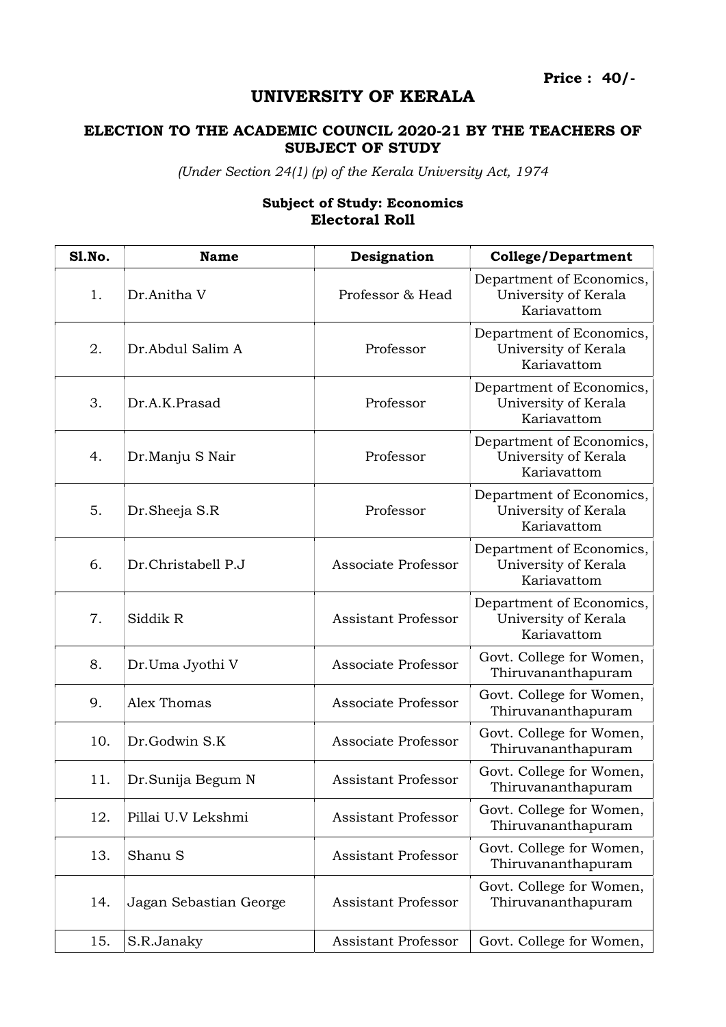**Price : 40/-**

# UNIVERSITY OF KERALA

## ELECTION TO THE ACADEMIC COUNCIL 2020-21 BY THE TEACHERS OF SUBJECT OF STUDY

*(Under Section 24(1) (p) of the Kerala University Act, 1974*

### Subject of Study: Economics
### Electoral Roll

| Sl.No. | Name | Designation | College/Department |
|---|---|---|---|
| 1. | Dr.Anitha V | Professor & Head | Department of Economics, University of Kerala Kariavattom |
| 2. | Dr.Abdul Salim A | Professor | Department of Economics, University of Kerala Kariavattom |
| 3. | Dr.A.K.Prasad | Professor | Department of Economics, University of Kerala Kariavattom |
| 4. | Dr.Manju S Nair | Professor | Department of Economics, University of Kerala Kariavattom |
| 5. | Dr.Sheeja S.R | Professor | Department of Economics, University of Kerala Kariavattom |
| 6. | Dr.Christabell P.J | Associate Professor | Department of Economics, University of Kerala Kariavattom |
| 7. | Siddik R | Assistant Professor | Department of Economics, University of Kerala Kariavattom |
| 8. | Dr.Uma Jyothi V | Associate Professor | Govt. College for Women, Thiruvananthapuram |
| 9. | Alex Thomas | Associate Professor | Govt. College for Women, Thiruvananthapuram |
| 10. | Dr.Godwin S.K | Associate Professor | Govt. College for Women, Thiruvananthapuram |
| 11. | Dr.Sunija Begum N | Assistant Professor | Govt. College for Women, Thiruvananthapuram |
| 12. | Pillai U.V Lekshmi | Assistant Professor | Govt. College for Women, Thiruvananthapuram |
| 13. | Shanu S | Assistant Professor | Govt. College for Women, Thiruvananthapuram |
| 14. | Jagan Sebastian George | Assistant Professor | Govt. College for Women, Thiruvananthapuram |
| 15. | S.R.Janaky | Assistant Professor | Govt. College for Women, |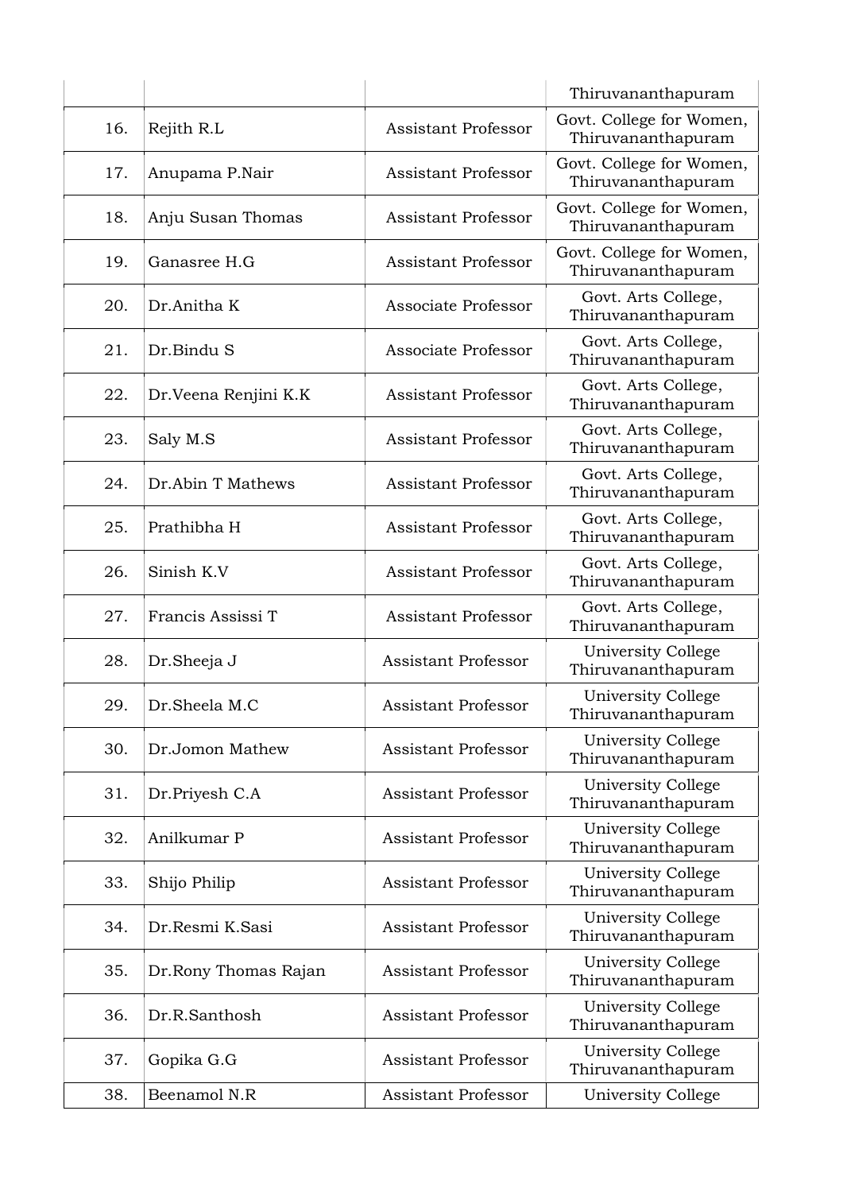|  |  |  |  |
| --- | --- | --- | --- |
|  |  |  | Thiruvananthapuram |
| 16. | Rejith R.L | Assistant Professor | Govt. College for Women, Thiruvananthapuram |
| 17. | Anupama P.Nair | Assistant Professor | Govt. College for Women, Thiruvananthapuram |
| 18. | Anju Susan Thomas | Assistant Professor | Govt. College for Women, Thiruvananthapuram |
| 19. | Ganasree H.G | Assistant Professor | Govt. College for Women, Thiruvananthapuram |
| 20. | Dr.Anitha K | Associate Professor | Govt. Arts College, Thiruvananthapuram |
| 21. | Dr.Bindu S | Associate Professor | Govt. Arts College, Thiruvananthapuram |
| 22. | Dr.Veena Renjini K.K | Assistant Professor | Govt. Arts College, Thiruvananthapuram |
| 23. | Saly M.S | Assistant Professor | Govt. Arts College, Thiruvananthapuram |
| 24. | Dr.Abin T Mathews | Assistant Professor | Govt. Arts College, Thiruvananthapuram |
| 25. | Prathibha H | Assistant Professor | Govt. Arts College, Thiruvananthapuram |
| 26. | Sinish K.V | Assistant Professor | Govt. Arts College, Thiruvananthapuram |
| 27. | Francis Assissi T | Assistant Professor | Govt. Arts College, Thiruvananthapuram |
| 28. | Dr.Sheeja J | Assistant Professor | University College Thiruvananthapuram |
| 29. | Dr.Sheela M.C | Assistant Professor | University College Thiruvananthapuram |
| 30. | Dr.Jomon Mathew | Assistant Professor | University College Thiruvananthapuram |
| 31. | Dr.Priyesh C.A | Assistant Professor | University College Thiruvananthapuram |
| 32. | Anilkumar P | Assistant Professor | University College Thiruvananthapuram |
| 33. | Shijo Philip | Assistant Professor | University College Thiruvananthapuram |
| 34. | Dr.Resmi K.Sasi | Assistant Professor | University College Thiruvananthapuram |
| 35. | Dr.Rony Thomas Rajan | Assistant Professor | University College Thiruvananthapuram |
| 36. | Dr.R.Santhosh | Assistant Professor | University College Thiruvananthapuram |
| 37. | Gopika G.G | Assistant Professor | University College Thiruvananthapuram |
| 38. | Beenamol N.R | Assistant Professor | University College |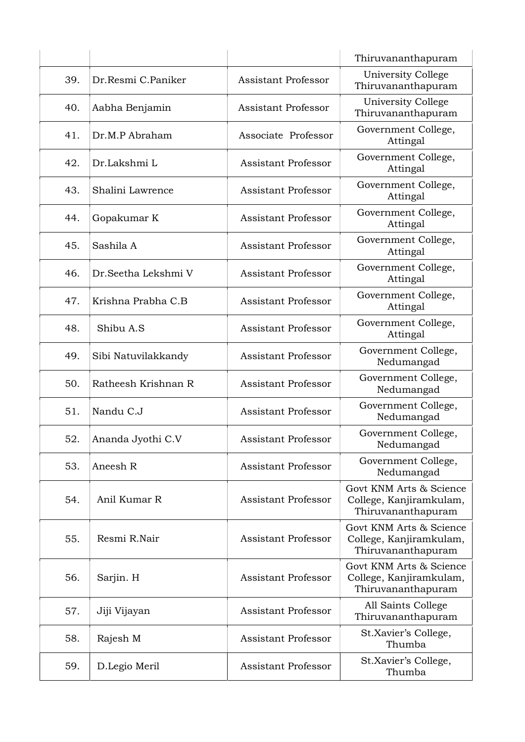| | | | |
|---|---|---|---|
| | | | Thiruvananthapuram |
| 39. | Dr.Resmi C.Paniker | Assistant Professor | University College Thiruvananthapuram |
| 40. | Aabha Benjamin | Assistant Professor | University College Thiruvananthapuram |
| 41. | Dr.M.P Abraham | Associate Professor | Government College, Attingal |
| 42. | Dr.Lakshmi L | Assistant Professor | Government College, Attingal |
| 43. | Shalini Lawrence | Assistant Professor | Government College, Attingal |
| 44. | Gopakumar K | Assistant Professor | Government College, Attingal |
| 45. | Sashila A | Assistant Professor | Government College, Attingal |
| 46. | Dr.Seetha Lekshmi V | Assistant Professor | Government College, Attingal |
| 47. | Krishna Prabha C.B | Assistant Professor | Government College, Attingal |
| 48. | Shibu A.S | Assistant Professor | Government College, Attingal |
| 49. | Sibi Natuvilakkandy | Assistant Professor | Government College, Nedumangad |
| 50. | Ratheesh Krishnan R | Assistant Professor | Government College, Nedumangad |
| 51. | Nandu C.J | Assistant Professor | Government College, Nedumangad |
| 52. | Ananda Jyothi C.V | Assistant Professor | Government College, Nedumangad |
| 53. | Aneesh R | Assistant Professor | Government College, Nedumangad |
| 54. | Anil Kumar R | Assistant Professor | Govt KNM Arts & Science College, Kanjiramkulam, Thiruvananthapuram |
| 55. | Resmi R.Nair | Assistant Professor | Govt KNM Arts & Science College, Kanjiramkulam, Thiruvananthapuram |
| 56. | Sarjin. H | Assistant Professor | Govt KNM Arts & Science College, Kanjiramkulam, Thiruvananthapuram |
| 57. | Jiji Vijayan | Assistant Professor | All Saints College Thiruvananthapuram |
| 58. | Rajesh M | Assistant Professor | St.Xavier's College, Thumba |
| 59. | D.Legio Meril | Assistant Professor | St.Xavier's College, Thumba |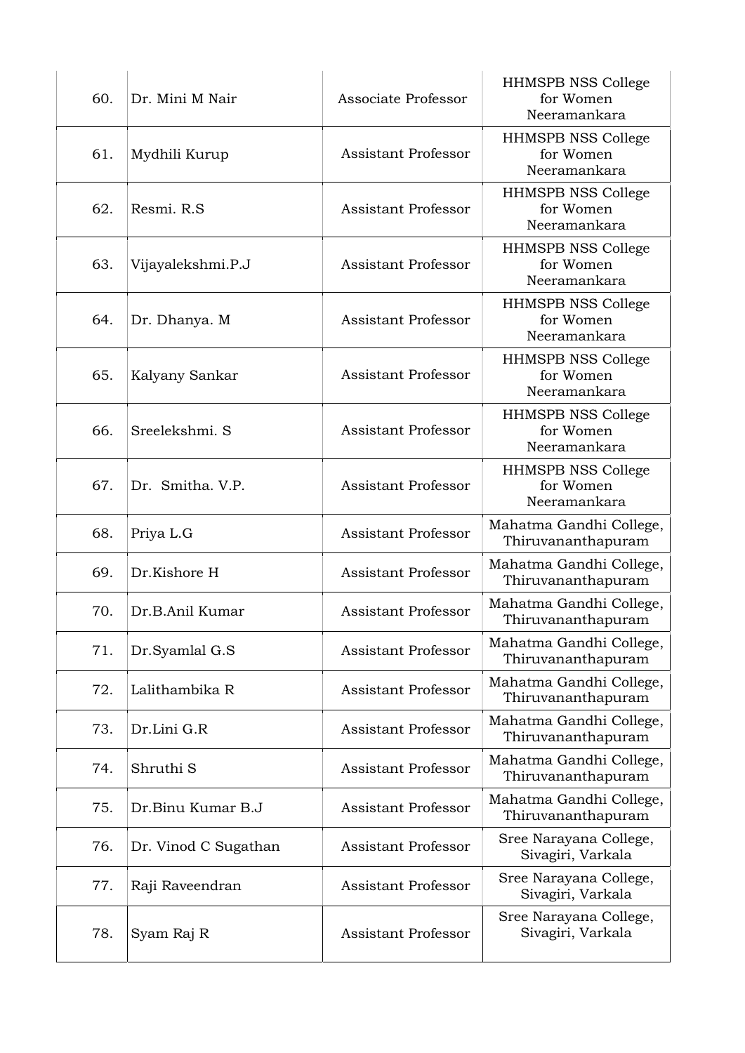| 60. | Dr. Mini M Nair | Associate Professor | HHMSPB NSS College for Women Neeramankara |
|---|---|---|---|
| 61. | Mydhili Kurup | Assistant Professor | HHMSPB NSS College for Women Neeramankara |
| 62. | Resmi. R.S | Assistant Professor | HHMSPB NSS College for Women Neeramankara |
| 63. | Vijayalekshmi.P.J | Assistant Professor | HHMSPB NSS College for Women Neeramankara |
| 64. | Dr. Dhanya. M | Assistant Professor | HHMSPB NSS College for Women Neeramankara |
| 65. | Kalyany Sankar | Assistant Professor | HHMSPB NSS College for Women Neeramankara |
| 66. | Sreelekshmi. S | Assistant Professor | HHMSPB NSS College for Women Neeramankara |
| 67. | Dr. Smitha. V.P. | Assistant Professor | HHMSPB NSS College for Women Neeramankara |
| 68. | Priya L.G | Assistant Professor | Mahatma Gandhi College, Thiruvananthapuram |
| 69. | Dr.Kishore H | Assistant Professor | Mahatma Gandhi College, Thiruvananthapuram |
| 70. | Dr.B.Anil Kumar | Assistant Professor | Mahatma Gandhi College, Thiruvananthapuram |
| 71. | Dr.Syamlal G.S | Assistant Professor | Mahatma Gandhi College, Thiruvananthapuram |
| 72. | Lalithambika R | Assistant Professor | Mahatma Gandhi College, Thiruvananthapuram |
| 73. | Dr.Lini G.R | Assistant Professor | Mahatma Gandhi College, Thiruvananthapuram |
| 74. | Shruthi S | Assistant Professor | Mahatma Gandhi College, Thiruvananthapuram |
| 75. | Dr.Binu Kumar B.J | Assistant Professor | Mahatma Gandhi College, Thiruvananthapuram |
| 76. | Dr. Vinod C Sugathan | Assistant Professor | Sree Narayana College, Sivagiri, Varkala |
| 77. | Raji Raveendran | Assistant Professor | Sree Narayana College, Sivagiri, Varkala |
| 78. | Syam Raj R | Assistant Professor | Sree Narayana College, Sivagiri, Varkala |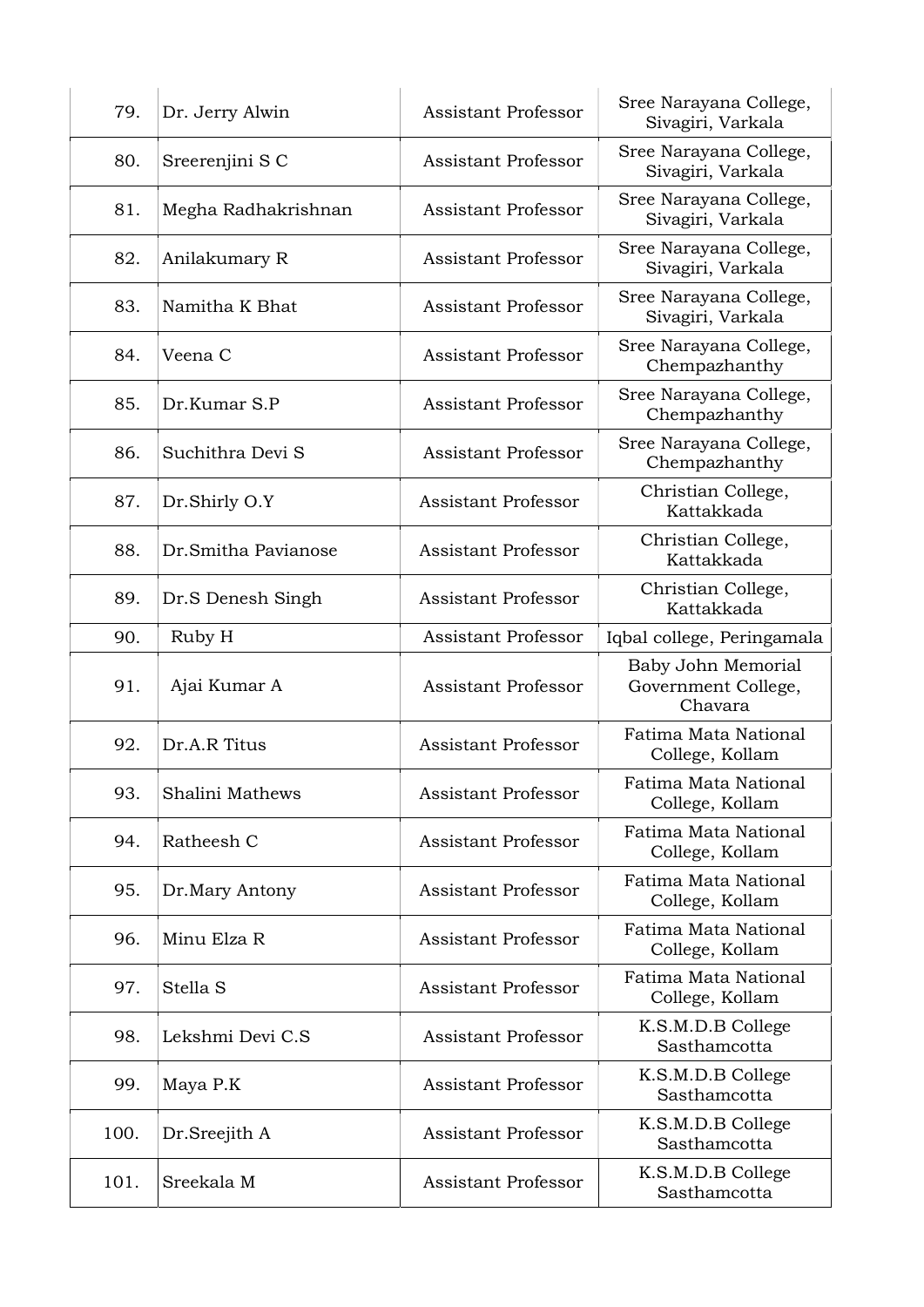| | | | |
|---|---|---|---|
| 79. | Dr. Jerry Alwin | Assistant Professor | Sree Narayana College, Sivagiri, Varkala |
| 80. | Sreerenjini S C | Assistant Professor | Sree Narayana College, Sivagiri, Varkala |
| 81. | Megha Radhakrishnan | Assistant Professor | Sree Narayana College, Sivagiri, Varkala |
| 82. | Anilakumary R | Assistant Professor | Sree Narayana College, Sivagiri, Varkala |
| 83. | Namitha K Bhat | Assistant Professor | Sree Narayana College, Sivagiri, Varkala |
| 84. | Veena C | Assistant Professor | Sree Narayana College, Chempazhanthy |
| 85. | Dr.Kumar S.P | Assistant Professor | Sree Narayana College, Chempazhanthy |
| 86. | Suchithra Devi S | Assistant Professor | Sree Narayana College, Chempazhanthy |
| 87. | Dr.Shirly O.Y | Assistant Professor | Christian College, Kattakkada |
| 88. | Dr.Smitha Pavianose | Assistant Professor | Christian College, Kattakkada |
| 89. | Dr.S Denesh Singh | Assistant Professor | Christian College, Kattakkada |
| 90. | Ruby H | Assistant Professor | Iqbal college, Peringamala |
| 91. | Ajai Kumar A | Assistant Professor | Baby John Memorial Government College, Chavara |
| 92. | Dr.A.R Titus | Assistant Professor | Fatima Mata National College, Kollam |
| 93. | Shalini Mathews | Assistant Professor | Fatima Mata National College, Kollam |
| 94. | Ratheesh C | Assistant Professor | Fatima Mata National College, Kollam |
| 95. | Dr.Mary Antony | Assistant Professor | Fatima Mata National College, Kollam |
| 96. | Minu Elza R | Assistant Professor | Fatima Mata National College, Kollam |
| 97. | Stella S | Assistant Professor | Fatima Mata National College, Kollam |
| 98. | Lekshmi Devi C.S | Assistant Professor | K.S.M.D.B College Sasthamcotta |
| 99. | Maya P.K | Assistant Professor | K.S.M.D.B College Sasthamcotta |
| 100. | Dr.Sreejith A | Assistant Professor | K.S.M.D.B College Sasthamcotta |
| 101. | Sreekala M | Assistant Professor | K.S.M.D.B College Sasthamcotta |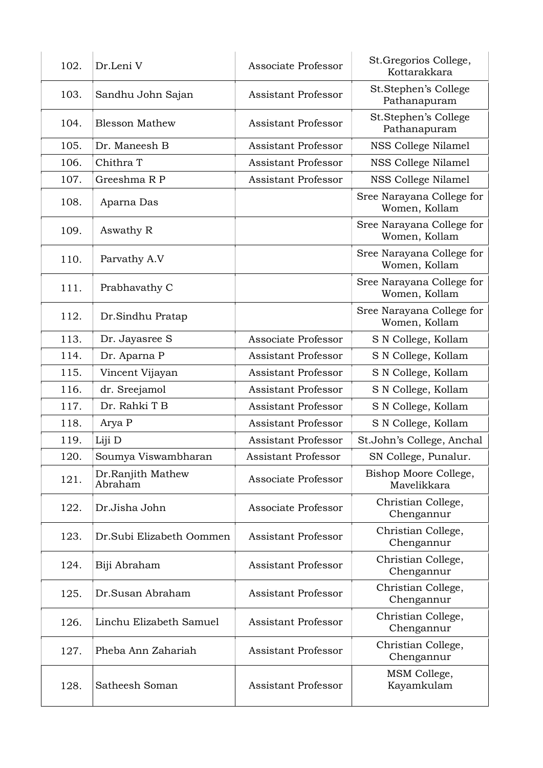| | | | |
|---|---|---|---|
| 102. | Dr.Leni V | Associate Professor | St.Gregorios College, Kottarakkara |
| 103. | Sandhu John Sajan | Assistant Professor | St.Stephen's College Pathanapuram |
| 104. | Blesson Mathew | Assistant Professor | St.Stephen's College Pathanapuram |
| 105. | Dr. Maneesh B | Assistant Professor | NSS College Nilamel |
| 106. | Chithra T | Assistant Professor | NSS College Nilamel |
| 107. | Greeshma R P | Assistant Professor | NSS College Nilamel |
| 108. | Aparna Das | | Sree Narayana College for Women, Kollam |
| 109. | Aswathy R | | Sree Narayana College for Women, Kollam |
| 110. | Parvathy A.V | | Sree Narayana College for Women, Kollam |
| 111. | Prabhavathy C | | Sree Narayana College for Women, Kollam |
| 112. | Dr.Sindhu Pratap | | Sree Narayana College for Women, Kollam |
| 113. | Dr. Jayasree S | Associate Professor | S N College, Kollam |
| 114. | Dr. Aparna P | Assistant Professor | S N College, Kollam |
| 115. | Vincent Vijayan | Assistant Professor | S N College, Kollam |
| 116. | dr. Sreejamol | Assistant Professor | S N College, Kollam |
| 117. | Dr. Rahki T B | Assistant Professor | S N College, Kollam |
| 118. | Arya P | Assistant Professor | S N College, Kollam |
| 119. | Liji D | Assistant Professor | St.John's College, Anchal |
| 120. | Soumya Viswambharan | Assistant Professor | SN College, Punalur. |
| 121. | Dr.Ranjith Mathew Abraham | Associate Professor | Bishop Moore College, Mavelikkara |
| 122. | Dr.Jisha John | Associate Professor | Christian College, Chengannur |
| 123. | Dr.Subi Elizabeth Oommen | Assistant Professor | Christian College, Chengannur |
| 124. | Biji Abraham | Assistant Professor | Christian College, Chengannur |
| 125. | Dr.Susan Abraham | Assistant Professor | Christian College, Chengannur |
| 126. | Linchu Elizabeth Samuel | Assistant Professor | Christian College, Chengannur |
| 127. | Pheba Ann Zahariah | Assistant Professor | Christian College, Chengannur |
| 128. | Satheesh Soman | Assistant Professor | MSM College, Kayamkulam |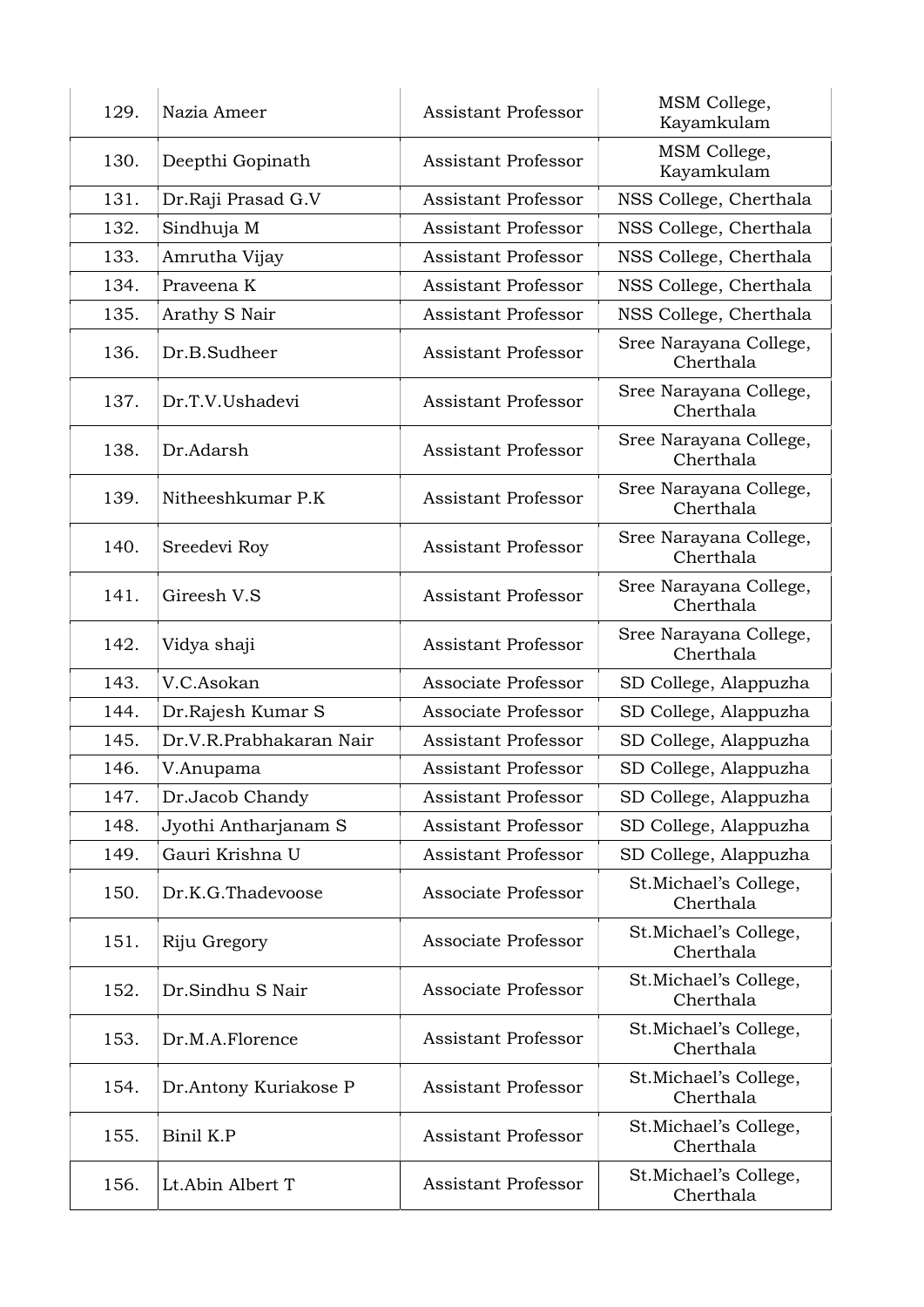| | | | |
|---|---|---|---|
| 129. | Nazia Ameer | Assistant Professor | MSM College, Kayamkulam |
| 130. | Deepthi Gopinath | Assistant Professor | MSM College, Kayamkulam |
| 131. | Dr.Raji Prasad G.V | Assistant Professor | NSS College, Cherthala |
| 132. | Sindhuja M | Assistant Professor | NSS College, Cherthala |
| 133. | Amrutha Vijay | Assistant Professor | NSS College, Cherthala |
| 134. | Praveena K | Assistant Professor | NSS College, Cherthala |
| 135. | Arathy S Nair | Assistant Professor | NSS College, Cherthala |
| 136. | Dr.B.Sudheer | Assistant Professor | Sree Narayana College, Cherthala |
| 137. | Dr.T.V.Ushadevi | Assistant Professor | Sree Narayana College, Cherthala |
| 138. | Dr.Adarsh | Assistant Professor | Sree Narayana College, Cherthala |
| 139. | Nitheeshkumar P.K | Assistant Professor | Sree Narayana College, Cherthala |
| 140. | Sreedevi Roy | Assistant Professor | Sree Narayana College, Cherthala |
| 141. | Gireesh V.S | Assistant Professor | Sree Narayana College, Cherthala |
| 142. | Vidya shaji | Assistant Professor | Sree Narayana College, Cherthala |
| 143. | V.C.Asokan | Associate Professor | SD College, Alappuzha |
| 144. | Dr.Rajesh Kumar S | Associate Professor | SD College, Alappuzha |
| 145. | Dr.V.R.Prabhakaran Nair | Assistant Professor | SD College, Alappuzha |
| 146. | V.Anupama | Assistant Professor | SD College, Alappuzha |
| 147. | Dr.Jacob Chandy | Assistant Professor | SD College, Alappuzha |
| 148. | Jyothi Antharjanam S | Assistant Professor | SD College, Alappuzha |
| 149. | Gauri Krishna U | Assistant Professor | SD College, Alappuzha |
| 150. | Dr.K.G.Thadevoose | Associate Professor | St.Michael's College, Cherthala |
| 151. | Riju Gregory | Associate Professor | St.Michael's College, Cherthala |
| 152. | Dr.Sindhu S Nair | Associate Professor | St.Michael's College, Cherthala |
| 153. | Dr.M.A.Florence | Assistant Professor | St.Michael's College, Cherthala |
| 154. | Dr.Antony Kuriakose P | Assistant Professor | St.Michael's College, Cherthala |
| 155. | Binil K.P | Assistant Professor | St.Michael's College, Cherthala |
| 156. | Lt.Abin Albert T | Assistant Professor | St.Michael's College, Cherthala |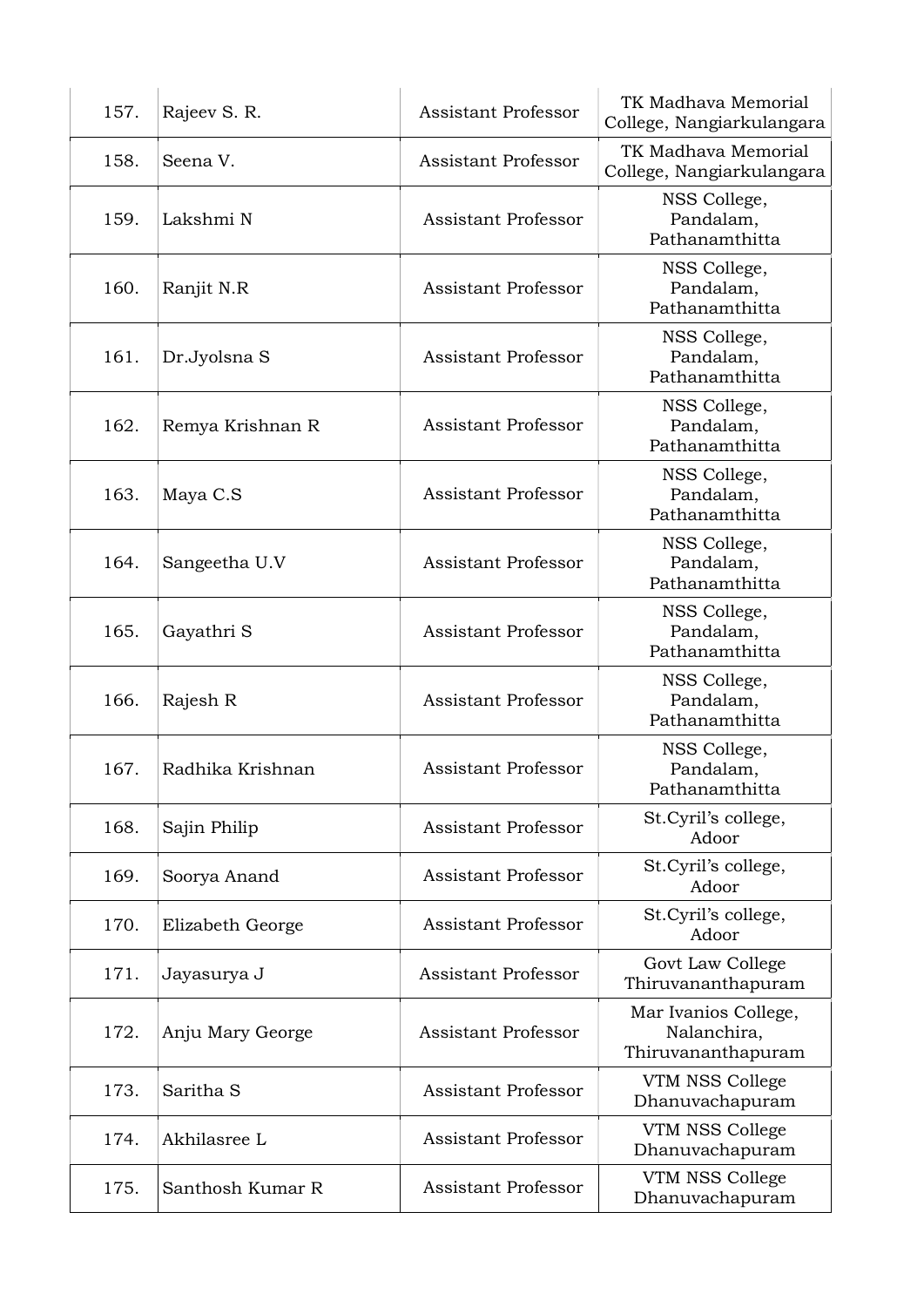| | | | |
|---|---|---|---|
| 157. | Rajeev S. R. | Assistant Professor | TK Madhava Memorial College, Nangiarkulangara |
| 158. | Seena V. | Assistant Professor | TK Madhava Memorial College, Nangiarkulangara |
| 159. | Lakshmi N | Assistant Professor | NSS College, Pandalam, Pathanamthitta |
| 160. | Ranjit N.R | Assistant Professor | NSS College, Pandalam, Pathanamthitta |
| 161. | Dr.Jyolsna S | Assistant Professor | NSS College, Pandalam, Pathanamthitta |
| 162. | Remya Krishnan R | Assistant Professor | NSS College, Pandalam, Pathanamthitta |
| 163. | Maya C.S | Assistant Professor | NSS College, Pandalam, Pathanamthitta |
| 164. | Sangeetha U.V | Assistant Professor | NSS College, Pandalam, Pathanamthitta |
| 165. | Gayathri S | Assistant Professor | NSS College, Pandalam, Pathanamthitta |
| 166. | Rajesh R | Assistant Professor | NSS College, Pandalam, Pathanamthitta |
| 167. | Radhika Krishnan | Assistant Professor | NSS College, Pandalam, Pathanamthitta |
| 168. | Sajin Philip | Assistant Professor | St.Cyril's college, Adoor |
| 169. | Soorya Anand | Assistant Professor | St.Cyril's college, Adoor |
| 170. | Elizabeth George | Assistant Professor | St.Cyril's college, Adoor |
| 171. | Jayasurya J | Assistant Professor | Govt Law College Thiruvananthapuram |
| 172. | Anju Mary George | Assistant Professor | Mar Ivanios College, Nalanchira, Thiruvananthapuram |
| 173. | Saritha S | Assistant Professor | VTM NSS College Dhanuvachapuram |
| 174. | Akhilasree L | Assistant Professor | VTM NSS College Dhanuvachapuram |
| 175. | Santhosh Kumar R | Assistant Professor | VTM NSS College Dhanuvachapuram |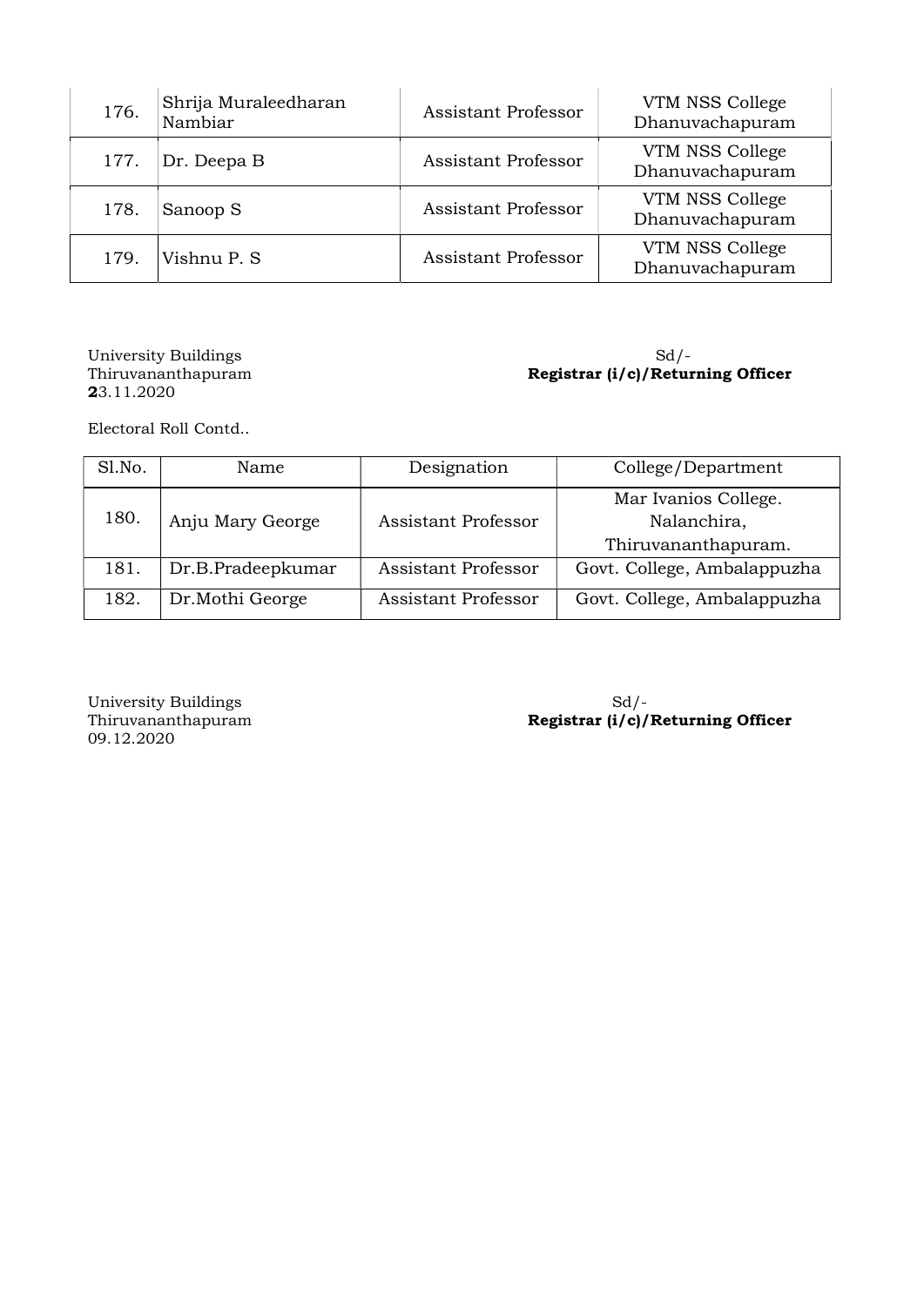| | | | |
|---|---|---|---|
| 176. | Shrija Muraleedharan Nambiar | Assistant Professor | VTM NSS College Dhanuvachapuram |
| 177. | Dr. Deepa B | Assistant Professor | VTM NSS College Dhanuvachapuram |
| 178. | Sanoop S | Assistant Professor | VTM NSS College Dhanuvachapuram |
| 179. | Vishnu P. S | Assistant Professor | VTM NSS College Dhanuvachapuram |

University Buildings
Thiruvananthapuram
23.11.2020

Sd/-
**Registrar (i/c)/Returning Officer**

Electoral Roll Contd..

| Sl.No. | Name | Designation | College/Department |
|---|---|---|---|
| 180. | Anju Mary George | Assistant Professor | Mar Ivanios College. Nalanchira, Thiruvananthapuram. |
| 181. | Dr.B.Pradeepkumar | Assistant Professor | Govt. College, Ambalappuzha |
| 182. | Dr.Mothi George | Assistant Professor | Govt. College, Ambalappuzha |

University Buildings
Thiruvananthapuram
09.12.2020

Sd/-
**Registrar (i/c)/Returning Officer**